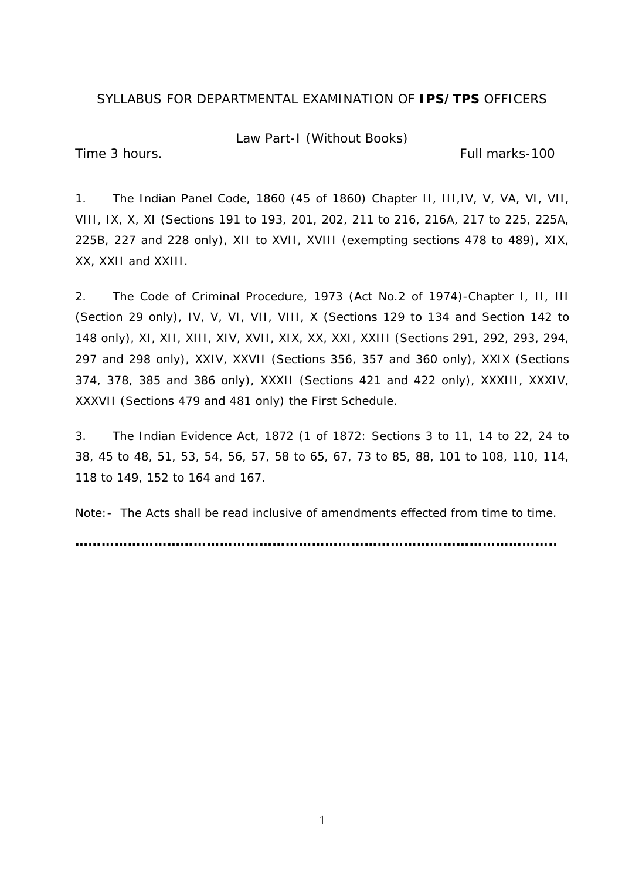# SYLLABUS FOR DEPARTMENTAL EXAMINATION OF **IPS/TPS** OFFICERS

Law Part-I (Without Books)

Time 3 hours. Full marks-100

1. The Indian Panel Code, 1860 (45 of 1860) Chapter II, III,IV, V, VA, VI, VII, VIII, IX, X, XI (Sections 191 to 193, 201, 202, 211 to 216, 216A, 217 to 225, 225A, 225B, 227 and 228 only), XII to XVII, XVIII (exempting sections 478 to 489), XIX, XX, XXII and XXIII.

2. The Code of Criminal Procedure, 1973 (Act No.2 of 1974)-Chapter I, II, III (Section 29 only), IV, V, VI, VII, VIII, X (Sections 129 to 134 and Section 142 to 148 only), XI, XII, XIII, XIV, XVII, XIX, XX, XXI, XXIII (Sections 291, 292, 293, 294, 297 and 298 only), XXIV, XXVII (Sections 356, 357 and 360 only), XXIX (Sections 374, 378, 385 and 386 only), XXXII (Sections 421 and 422 only), XXXIII, XXXIV, XXXVII (Sections 479 and 481 only) the First Schedule.

3. The Indian Evidence Act, 1872 (1 of 1872: Sections 3 to 11, 14 to 22, 24 to 38, 45 to 48, 51, 53, 54, 56, 57, 58 to 65, 67, 73 to 85, 88, 101 to 108, 110, 114, 118 to 149, 152 to 164 and 167.

Note:- The Acts shall be read inclusive of amendments effected from time to time.

…………………………………………………………………………………………………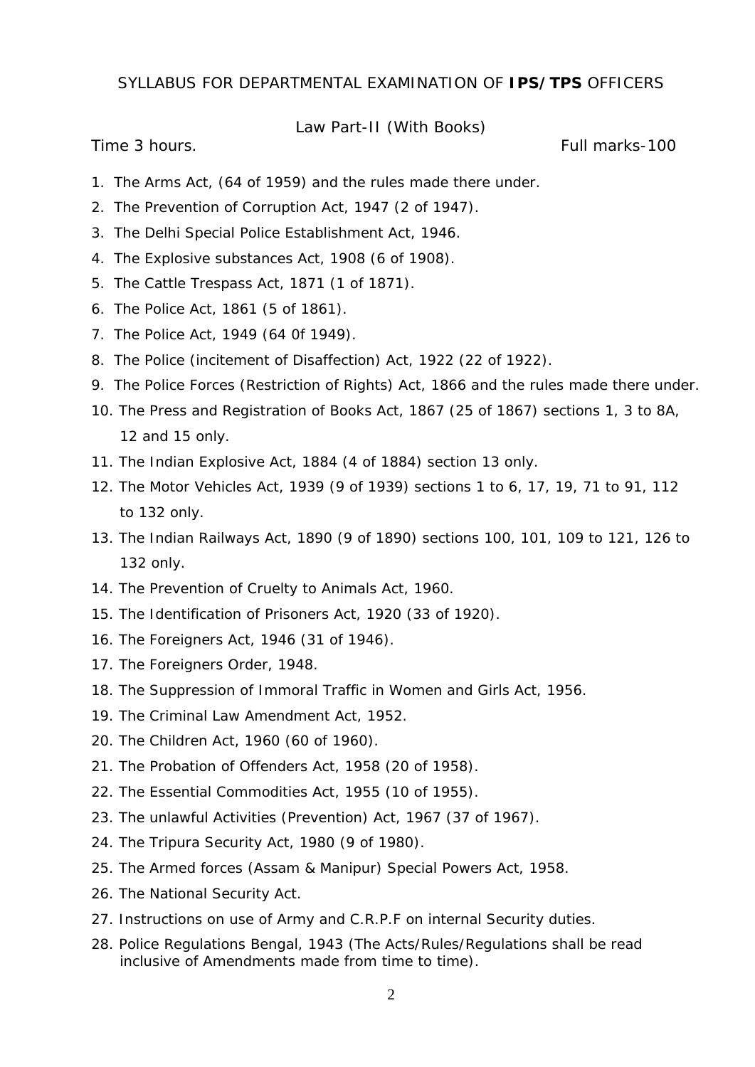SYLLABUS FOR DEPARTMENTAL EXAMINATION OF **IPS/TPS** OFFICERS

Law Part-II (With Books)

Time 3 hours. Full marks-100

1. The Arms Act, (64 of 1959) and the rules made there under.
2. The Prevention of Corruption Act, 1947 (2 of 1947).
3. The Delhi Special Police Establishment Act, 1946.
4. The Explosive substances Act, 1908 (6 of 1908).
5. The Cattle Trespass Act, 1871 (1 of 1871).
6. The Police Act, 1861 (5 of 1861).
7. The Police Act, 1949 (64 0f 1949).
8. The Police (incitement of Disaffection) Act, 1922 (22 of 1922).
9. The Police Forces (Restriction of Rights) Act, 1866 and the rules made there under.
10. The Press and Registration of Books Act, 1867 (25 of 1867) sections 1, 3 to 8A, 12 and 15 only.
11. The Indian Explosive Act, 1884 (4 of 1884) section 13 only.
12. The Motor Vehicles Act, 1939 (9 of 1939) sections 1 to 6, 17, 19, 71 to 91, 112 to 132 only.
13. The Indian Railways Act, 1890 (9 of 1890) sections 100, 101, 109 to 121, 126 to 132 only.
14. The Prevention of Cruelty to Animals Act, 1960.
15. The Identification of Prisoners Act, 1920 (33 of 1920).
16. The Foreigners Act, 1946 (31 of 1946).
17. The Foreigners Order, 1948.
18. The Suppression of Immoral Traffic in Women and Girls Act, 1956.
19. The Criminal Law Amendment Act, 1952.
20. The Children Act, 1960 (60 of 1960).
21. The Probation of Offenders Act, 1958 (20 of 1958).
22. The Essential Commodities Act, 1955 (10 of 1955).
23. The unlawful Activities (Prevention) Act, 1967 (37 of 1967).
24. The Tripura Security Act, 1980 (9 of 1980).
25. The Armed forces (Assam & Manipur) Special Powers Act, 1958.
26. The National Security Act.
27. Instructions on use of Army and C.R.P.F on internal Security duties.
28. Police Regulations Bengal, 1943 (The Acts/Rules/Regulations shall be read inclusive of Amendments made from time to time).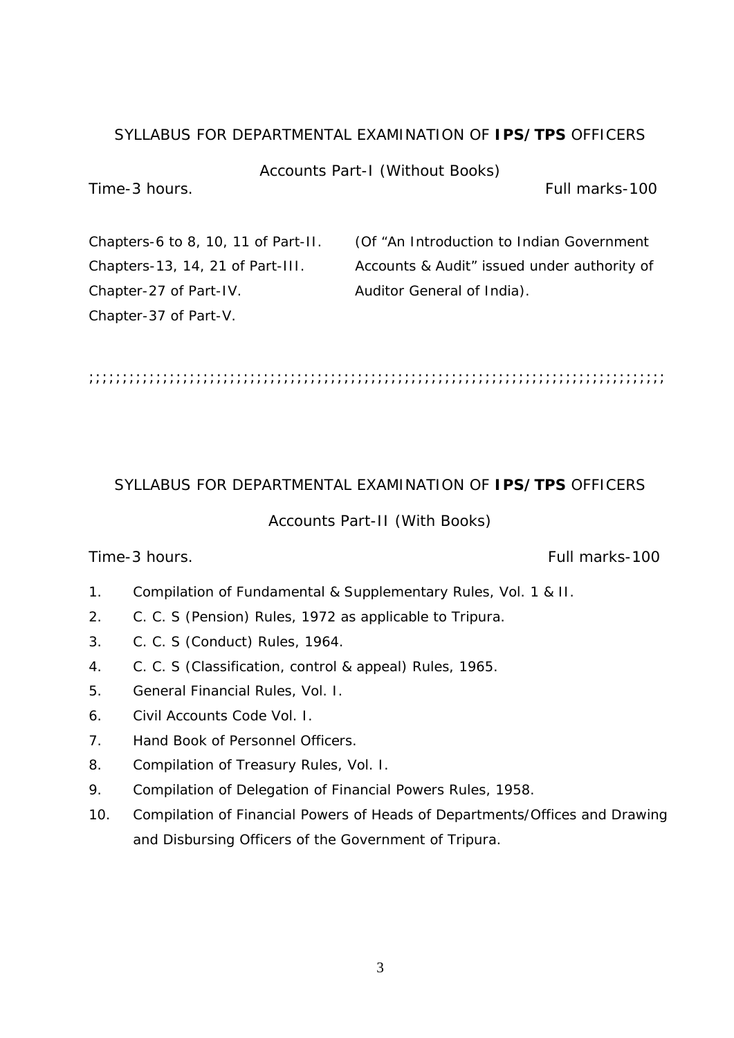## SYLLABUS FOR DEPARTMENTAL EXAMINATION OF **IPS/TPS** OFFICERS

Accounts Part-I (Without Books)

Time-3 hours. Full marks-100

Chapters-6 to 8, 10, 11 of Part-II.
Chapters-13, 14, 21 of Part-III.
Chapter-27 of Part-IV.
Chapter-37 of Part-V.

(Of "An Introduction to Indian Government Accounts & Audit" issued under authority of Auditor General of India).

;;;;;;;;;;;;;;;;;;;;;;;;;;;;;;;;;;;;;;;;;;;;;;;;;;;;;;;;;;;;;;;;;;;;;;;;;;;;;;;;;;;;;;;;

## SYLLABUS FOR DEPARTMENTAL EXAMINATION OF **IPS/TPS** OFFICERS

Accounts Part-II (With Books)

Time-3 hours. Full marks-100

1. Compilation of Fundamental & Supplementary Rules, Vol. 1 & II.
2. C. C. S (Pension) Rules, 1972 as applicable to Tripura.
3. C. C. S (Conduct) Rules, 1964.
4. C. C. S (Classification, control & appeal) Rules, 1965.
5. General Financial Rules, Vol. I.
6. Civil Accounts Code Vol. I.
7. Hand Book of Personnel Officers.
8. Compilation of Treasury Rules, Vol. I.
9. Compilation of Delegation of Financial Powers Rules, 1958.
10. Compilation of Financial Powers of Heads of Departments/Offices and Drawing and Disbursing Officers of the Government of Tripura.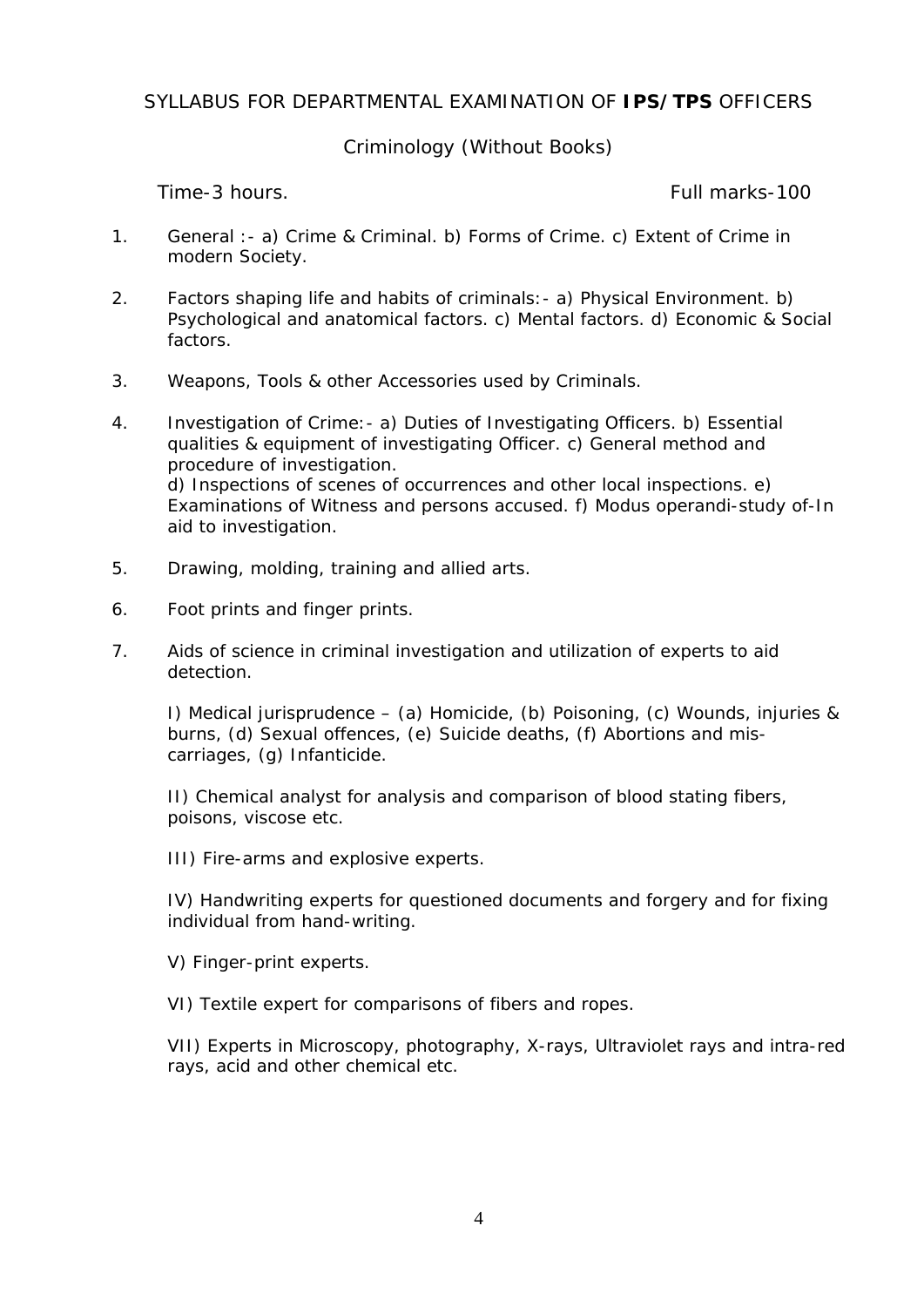SYLLABUS FOR DEPARTMENTAL EXAMINATION OF **IPS/TPS** OFFICERS

Criminology (Without Books)

Time-3 hours. Full marks-100

1. General :- a) Crime & Criminal. b) Forms of Crime. c) Extent of Crime in modern Society.

2. Factors shaping life and habits of criminals:- a) Physical Environment. b) Psychological and anatomical factors. c) Mental factors. d) Economic & Social factors.

3. Weapons, Tools & other Accessories used by Criminals.

4. Investigation of Crime:- a) Duties of Investigating Officers. b) Essential qualities & equipment of investigating Officer. c) General method and procedure of investigation.
   d) Inspections of scenes of occurrences and other local inspections. e) Examinations of Witness and persons accused. f) Modus operandi-study of-In aid to investigation.

5. Drawing, molding, training and allied arts.

6. Foot prints and finger prints.

7. Aids of science in criminal investigation and utilization of experts to aid detection.

   I) Medical jurisprudence – (a) Homicide, (b) Poisoning, (c) Wounds, injuries & burns, (d) Sexual offences, (e) Suicide deaths, (f) Abortions and mis-carriages, (g) Infanticide.

   II) Chemical analyst for analysis and comparison of blood stating fibers, poisons, viscose etc.

   III) Fire-arms and explosive experts.

   IV) Handwriting experts for questioned documents and forgery and for fixing individual from hand-writing.

   V) Finger-print experts.

   VI) Textile expert for comparisons of fibers and ropes.

   VII) Experts in Microscopy, photography, X-rays, Ultraviolet rays and intra-red rays, acid and other chemical etc.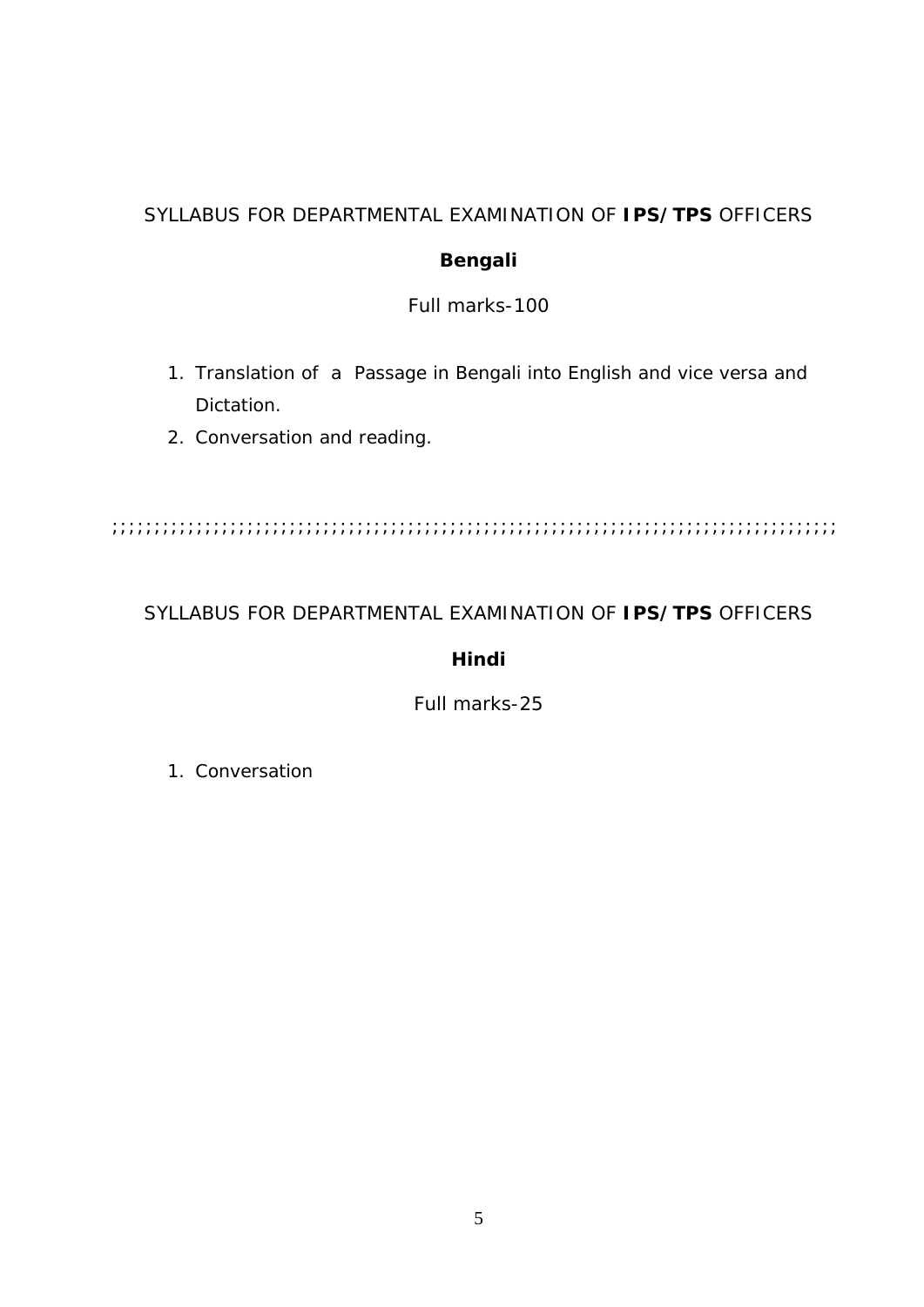SYLLABUS FOR DEPARTMENTAL EXAMINATION OF **IPS/TPS** OFFICERS

**Bengali**

Full marks-100

1. Translation of a Passage in Bengali into English and vice versa and Dictation.
2. Conversation and reading.

;;;;;;;;;;;;;;;;;;;;;;;;;;;;;;;;;;;;;;;;;;;;;;;;;;;;;;;;;;;;;;;;;;;;;;;;;;;;;;;;;;;;;;;;;

SYLLABUS FOR DEPARTMENTAL EXAMINATION OF **IPS/TPS** OFFICERS

**Hindi**

Full marks-25

1. Conversation